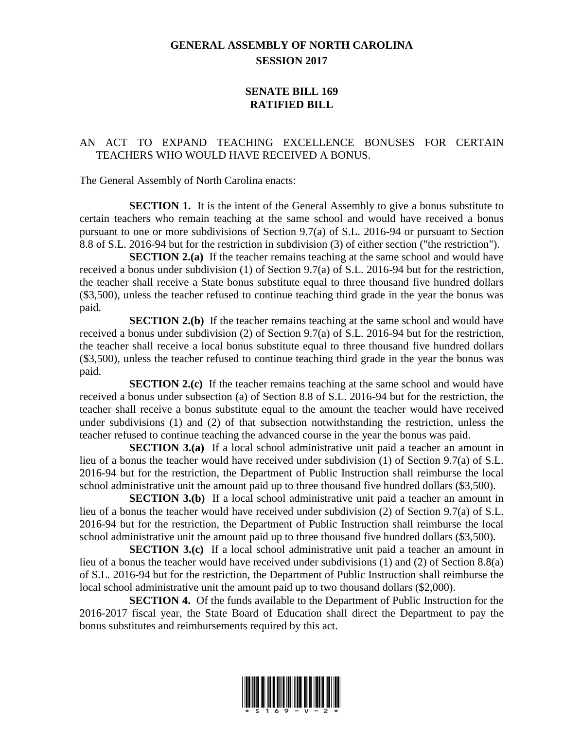# GENERAL ASSEMBLY OF NORTH CAROLINA
## SESSION 2017

## SENATE BILL 169
## RATIFIED BILL

AN ACT TO EXPAND TEACHING EXCELLENCE BONUSES FOR CERTAIN TEACHERS WHO WOULD HAVE RECEIVED A BONUS.

The General Assembly of North Carolina enacts:

**SECTION 1.** It is the intent of the General Assembly to give a bonus substitute to certain teachers who remain teaching at the same school and would have received a bonus pursuant to one or more subdivisions of Section 9.7(a) of S.L. 2016-94 or pursuant to Section 8.8 of S.L. 2016-94 but for the restriction in subdivision (3) of either section ("the restriction").

**SECTION 2.(a)** If the teacher remains teaching at the same school and would have received a bonus under subdivision (1) of Section 9.7(a) of S.L. 2016-94 but for the restriction, the teacher shall receive a State bonus substitute equal to three thousand five hundred dollars ($3,500), unless the teacher refused to continue teaching third grade in the year the bonus was paid.

**SECTION 2.(b)** If the teacher remains teaching at the same school and would have received a bonus under subdivision (2) of Section 9.7(a) of S.L. 2016-94 but for the restriction, the teacher shall receive a local bonus substitute equal to three thousand five hundred dollars ($3,500), unless the teacher refused to continue teaching third grade in the year the bonus was paid.

**SECTION 2.(c)** If the teacher remains teaching at the same school and would have received a bonus under subsection (a) of Section 8.8 of S.L. 2016-94 but for the restriction, the teacher shall receive a bonus substitute equal to the amount the teacher would have received under subdivisions (1) and (2) of that subsection notwithstanding the restriction, unless the teacher refused to continue teaching the advanced course in the year the bonus was paid.

**SECTION 3.(a)** If a local school administrative unit paid a teacher an amount in lieu of a bonus the teacher would have received under subdivision (1) of Section 9.7(a) of S.L. 2016-94 but for the restriction, the Department of Public Instruction shall reimburse the local school administrative unit the amount paid up to three thousand five hundred dollars ($3,500).

**SECTION 3.(b)** If a local school administrative unit paid a teacher an amount in lieu of a bonus the teacher would have received under subdivision (2) of Section 9.7(a) of S.L. 2016-94 but for the restriction, the Department of Public Instruction shall reimburse the local school administrative unit the amount paid up to three thousand five hundred dollars ($3,500).

**SECTION 3.(c)** If a local school administrative unit paid a teacher an amount in lieu of a bonus the teacher would have received under subdivisions (1) and (2) of Section 8.8(a) of S.L. 2016-94 but for the restriction, the Department of Public Instruction shall reimburse the local school administrative unit the amount paid up to two thousand dollars ($2,000).

**SECTION 4.** Of the funds available to the Department of Public Instruction for the 2016-2017 fiscal year, the State Board of Education shall direct the Department to pay the bonus substitutes and reimbursements required by this act.

\* S 1 6 9 - V - 2 \*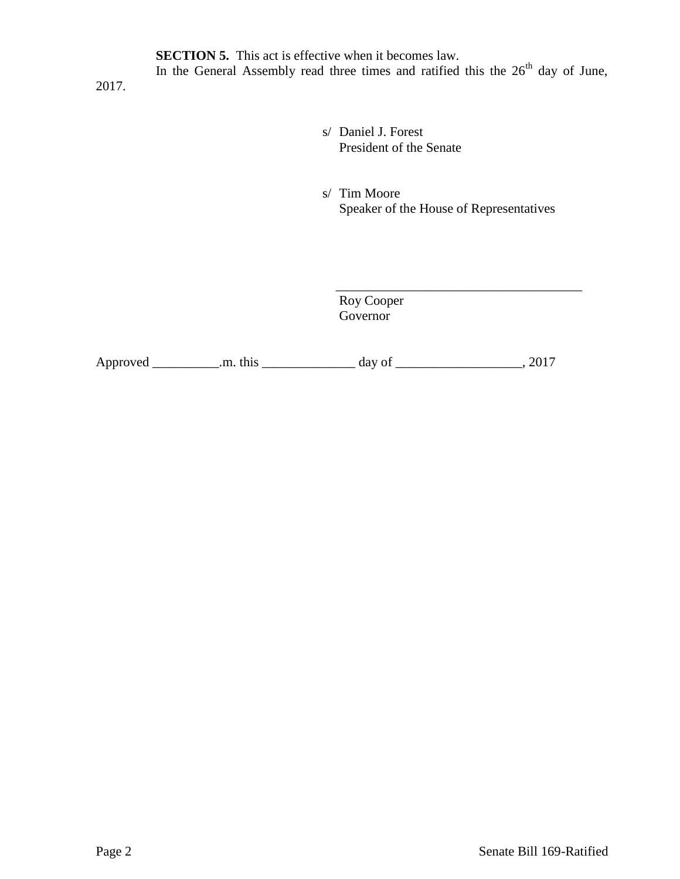**SECTION 5.** This act is effective when it becomes law.

In the General Assembly read three times and ratified this the 26th day of June, 2017.

s/ Daniel J. Forest
President of the Senate

s/ Tim Moore
Speaker of the House of Representatives

_____________________________________
Roy Cooper
Governor

Approved __________.m. this ______________ day of ___________________, 2017